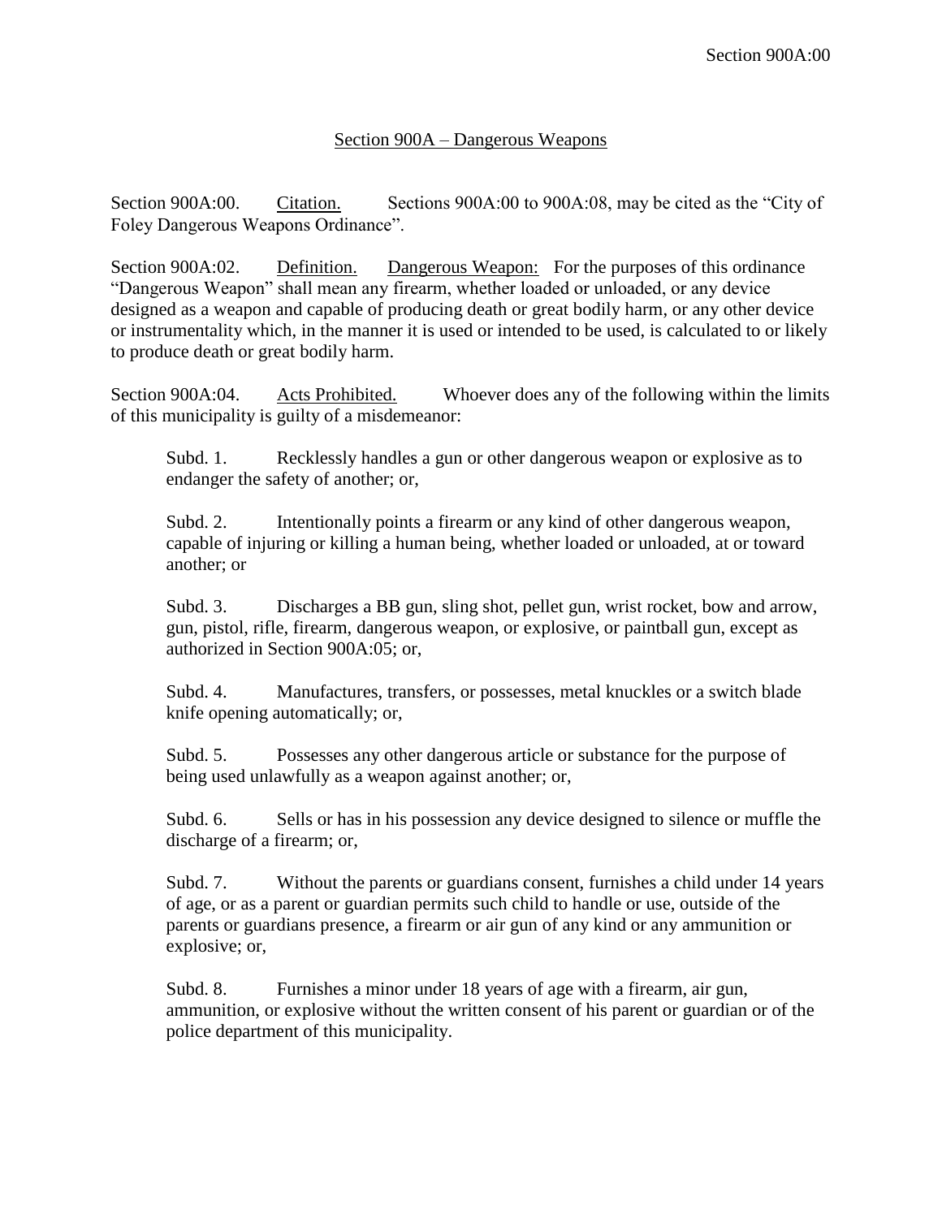## Section 900A – Dangerous Weapons

Section 900A:00. Citation. Sections 900A:00 to 900A:08, may be cited as the "City of Foley Dangerous Weapons Ordinance".

Section 900A:02. Definition. Dangerous Weapon: For the purposes of this ordinance "Dangerous Weapon" shall mean any firearm, whether loaded or unloaded, or any device designed as a weapon and capable of producing death or great bodily harm, or any other device or instrumentality which, in the manner it is used or intended to be used, is calculated to or likely to produce death or great bodily harm.

Section 900A:04. Acts Prohibited. Whoever does any of the following within the limits of this municipality is guilty of a misdemeanor:

Subd. 1. Recklessly handles a gun or other dangerous weapon or explosive as to endanger the safety of another; or,

Subd. 2. Intentionally points a firearm or any kind of other dangerous weapon, capable of injuring or killing a human being, whether loaded or unloaded, at or toward another; or

Subd. 3. Discharges a BB gun, sling shot, pellet gun, wrist rocket, bow and arrow, gun, pistol, rifle, firearm, dangerous weapon, or explosive, or paintball gun, except as authorized in Section 900A:05; or,

Subd. 4. Manufactures, transfers, or possesses, metal knuckles or a switch blade knife opening automatically; or,

Subd. 5. Possesses any other dangerous article or substance for the purpose of being used unlawfully as a weapon against another; or,

Subd. 6. Sells or has in his possession any device designed to silence or muffle the discharge of a firearm; or,

Subd. 7. Without the parents or guardians consent, furnishes a child under 14 years of age, or as a parent or guardian permits such child to handle or use, outside of the parents or guardians presence, a firearm or air gun of any kind or any ammunition or explosive; or,

Subd. 8. Furnishes a minor under 18 years of age with a firearm, air gun, ammunition, or explosive without the written consent of his parent or guardian or of the police department of this municipality.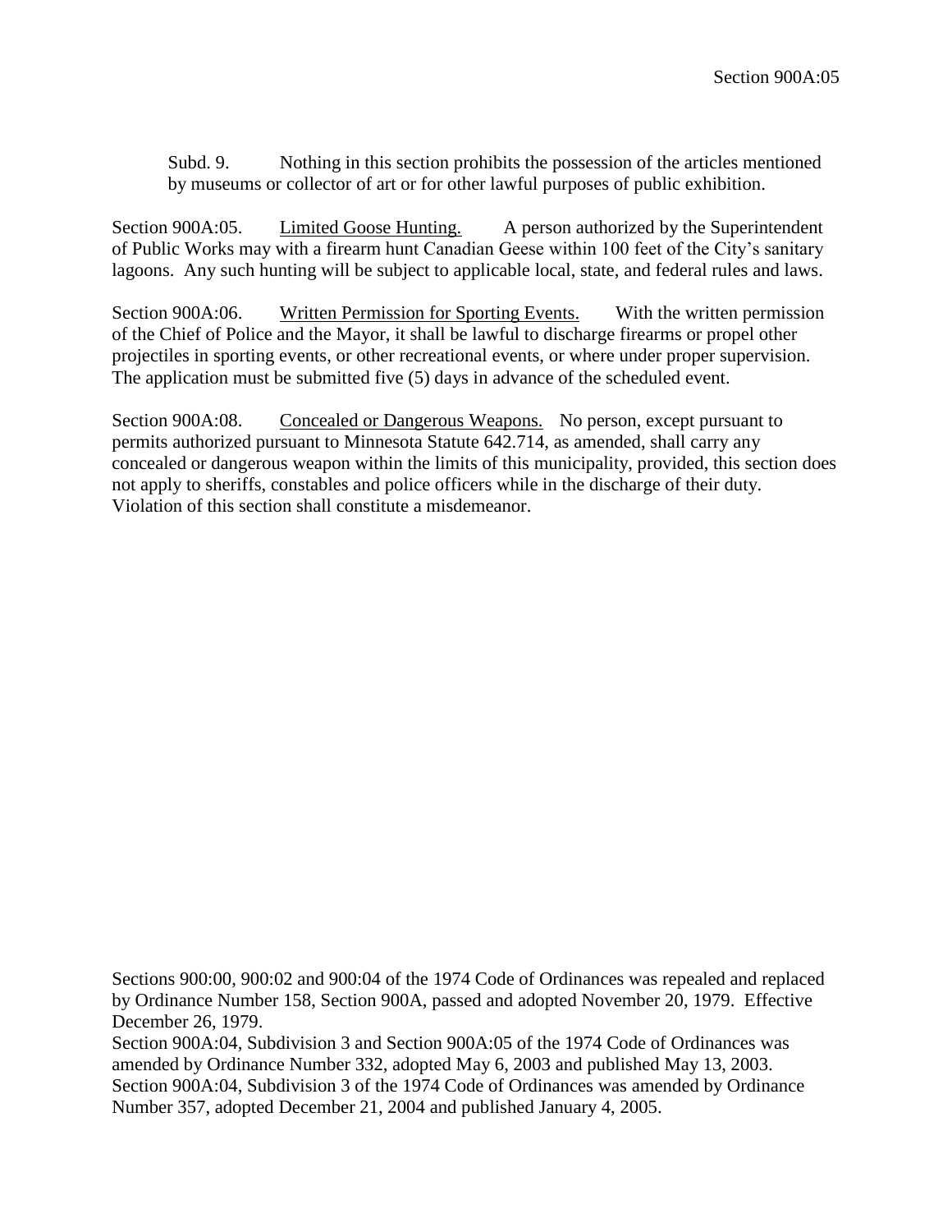Subd. 9. Nothing in this section prohibits the possession of the articles mentioned by museums or collector of art or for other lawful purposes of public exhibition.

Section 900A:05. Limited Goose Hunting. A person authorized by the Superintendent of Public Works may with a firearm hunt Canadian Geese within 100 feet of the City's sanitary lagoons. Any such hunting will be subject to applicable local, state, and federal rules and laws.

Section 900A:06. Written Permission for Sporting Events. With the written permission of the Chief of Police and the Mayor, it shall be lawful to discharge firearms or propel other projectiles in sporting events, or other recreational events, or where under proper supervision. The application must be submitted five (5) days in advance of the scheduled event.

Section 900A:08. Concealed or Dangerous Weapons. No person, except pursuant to permits authorized pursuant to Minnesota Statute 642.714, as amended, shall carry any concealed or dangerous weapon within the limits of this municipality, provided, this section does not apply to sheriffs, constables and police officers while in the discharge of their duty. Violation of this section shall constitute a misdemeanor.

Sections 900:00, 900:02 and 900:04 of the 1974 Code of Ordinances was repealed and replaced by Ordinance Number 158, Section 900A, passed and adopted November 20, 1979. Effective December 26, 1979.
Section 900A:04, Subdivision 3 and Section 900A:05 of the 1974 Code of Ordinances was amended by Ordinance Number 332, adopted May 6, 2003 and published May 13, 2003.
Section 900A:04, Subdivision 3 of the 1974 Code of Ordinances was amended by Ordinance Number 357, adopted December 21, 2004 and published January 4, 2005.